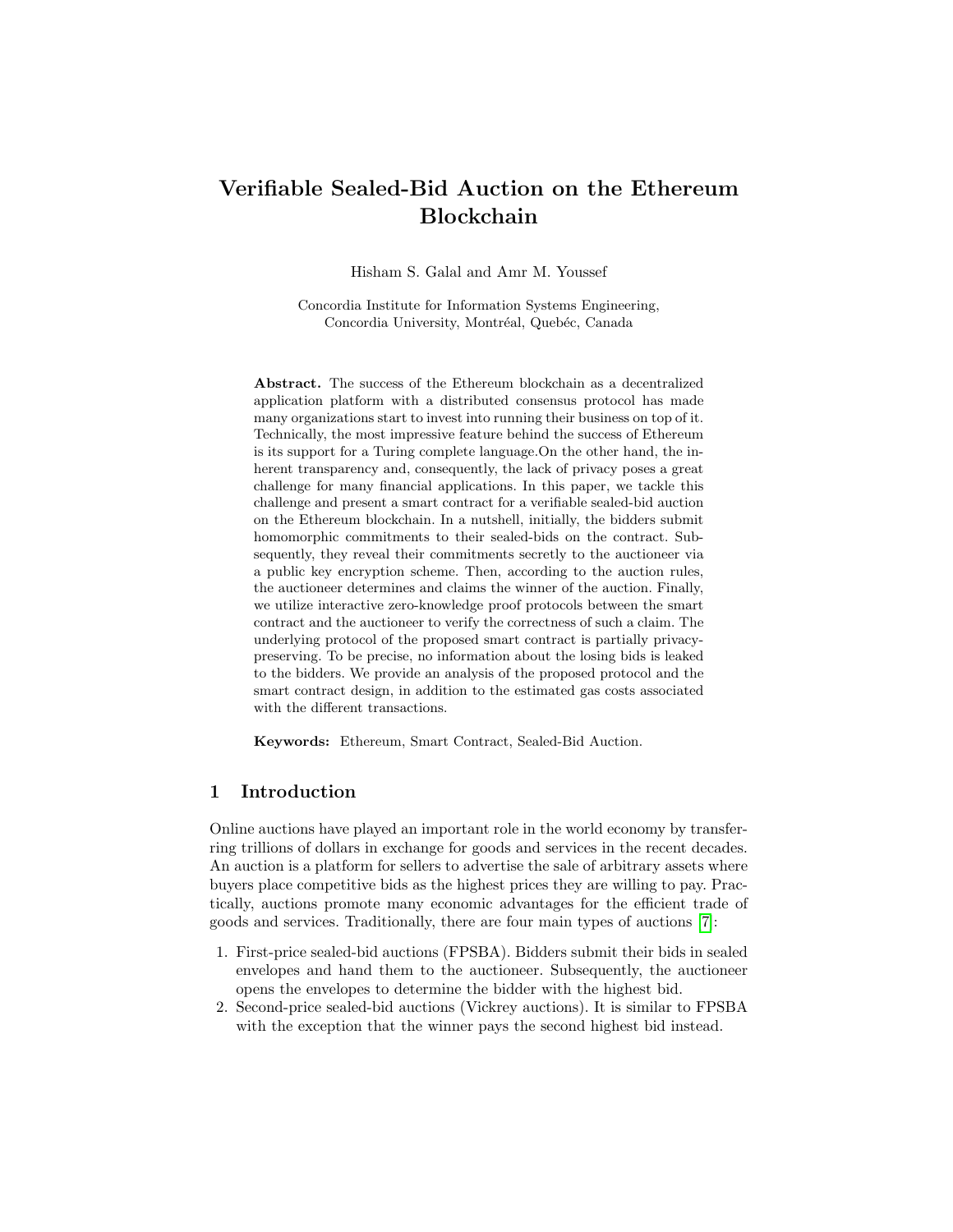# Verifiable Sealed-Bid Auction on the Ethereum Blockchain

Hisham S. Galal and Amr M. Youssef

Concordia Institute for Information Systems Engineering,
Concordia University, Montréal, Quebéc, Canada

**Abstract.** The success of the Ethereum blockchain as a decentralized application platform with a distributed consensus protocol has made many organizations start to invest into running their business on top of it. Technically, the most impressive feature behind the success of Ethereum is its support for a Turing complete language.On the other hand, the inherent transparency and, consequently, the lack of privacy poses a great challenge for many financial applications. In this paper, we tackle this challenge and present a smart contract for a verifiable sealed-bid auction on the Ethereum blockchain. In a nutshell, initially, the bidders submit homomorphic commitments to their sealed-bids on the contract. Subsequently, they reveal their commitments secretly to the auctioneer via a public key encryption scheme. Then, according to the auction rules, the auctioneer determines and claims the winner of the auction. Finally, we utilize interactive zero-knowledge proof protocols between the smart contract and the auctioneer to verify the correctness of such a claim. The underlying protocol of the proposed smart contract is partially privacy-preserving. To be precise, no information about the losing bids is leaked to the bidders. We provide an analysis of the proposed protocol and the smart contract design, in addition to the estimated gas costs associated with the different transactions.

**Keywords:** Ethereum, Smart Contract, Sealed-Bid Auction.

## 1 Introduction

Online auctions have played an important role in the world economy by transferring trillions of dollars in exchange for goods and services in the recent decades. An auction is a platform for sellers to advertise the sale of arbitrary assets where buyers place competitive bids as the highest prices they are willing to pay. Practically, auctions promote many economic advantages for the efficient trade of goods and services. Traditionally, there are four main types of auctions [7]:

1. First-price sealed-bid auctions (FPSBA). Bidders submit their bids in sealed envelopes and hand them to the auctioneer. Subsequently, the auctioneer opens the envelopes to determine the bidder with the highest bid.
2. Second-price sealed-bid auctions (Vickrey auctions). It is similar to FPSBA with the exception that the winner pays the second highest bid instead.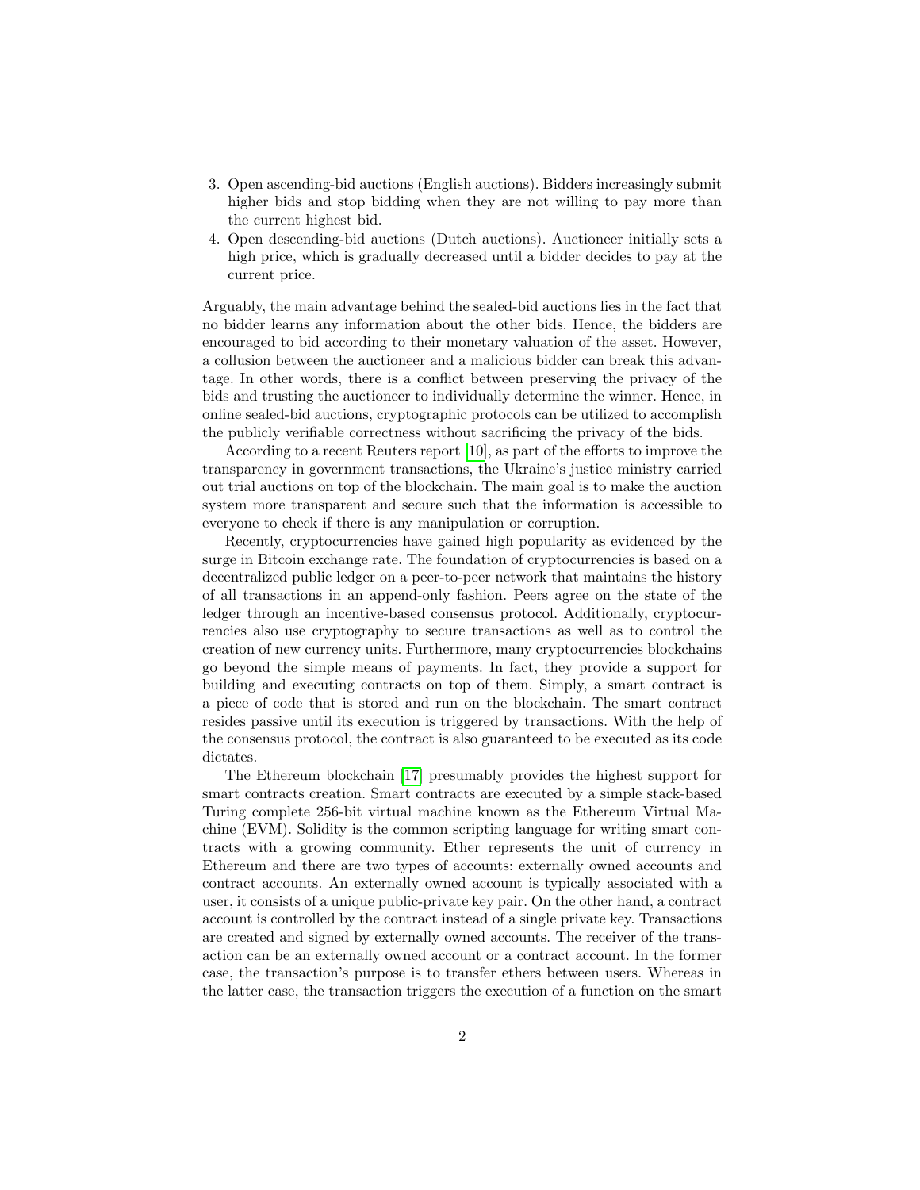3. Open ascending-bid auctions (English auctions). Bidders increasingly submit higher bids and stop bidding when they are not willing to pay more than the current highest bid.
4. Open descending-bid auctions (Dutch auctions). Auctioneer initially sets a high price, which is gradually decreased until a bidder decides to pay at the current price.

Arguably, the main advantage behind the sealed-bid auctions lies in the fact that no bidder learns any information about the other bids. Hence, the bidders are encouraged to bid according to their monetary valuation of the asset. However, a collusion between the auctioneer and a malicious bidder can break this advantage. In other words, there is a conflict between preserving the privacy of the bids and trusting the auctioneer to individually determine the winner. Hence, in online sealed-bid auctions, cryptographic protocols can be utilized to accomplish the publicly verifiable correctness without sacrificing the privacy of the bids.

According to a recent Reuters report [10], as part of the efforts to improve the transparency in government transactions, the Ukraine's justice ministry carried out trial auctions on top of the blockchain. The main goal is to make the auction system more transparent and secure such that the information is accessible to everyone to check if there is any manipulation or corruption.

Recently, cryptocurrencies have gained high popularity as evidenced by the surge in Bitcoin exchange rate. The foundation of cryptocurrencies is based on a decentralized public ledger on a peer-to-peer network that maintains the history of all transactions in an append-only fashion. Peers agree on the state of the ledger through an incentive-based consensus protocol. Additionally, cryptocurrencies also use cryptography to secure transactions as well as to control the creation of new currency units. Furthermore, many cryptocurrencies blockchains go beyond the simple means of payments. In fact, they provide a support for building and executing contracts on top of them. Simply, a smart contract is a piece of code that is stored and run on the blockchain. The smart contract resides passive until its execution is triggered by transactions. With the help of the consensus protocol, the contract is also guaranteed to be executed as its code dictates.

The Ethereum blockchain [17] presumably provides the highest support for smart contracts creation. Smart contracts are executed by a simple stack-based Turing complete 256-bit virtual machine known as the Ethereum Virtual Machine (EVM). Solidity is the common scripting language for writing smart contracts with a growing community. Ether represents the unit of currency in Ethereum and there are two types of accounts: externally owned accounts and contract accounts. An externally owned account is typically associated with a user, it consists of a unique public-private key pair. On the other hand, a contract account is controlled by the contract instead of a single private key. Transactions are created and signed by externally owned accounts. The receiver of the transaction can be an externally owned account or a contract account. In the former case, the transaction's purpose is to transfer ethers between users. Whereas in the latter case, the transaction triggers the execution of a function on the smart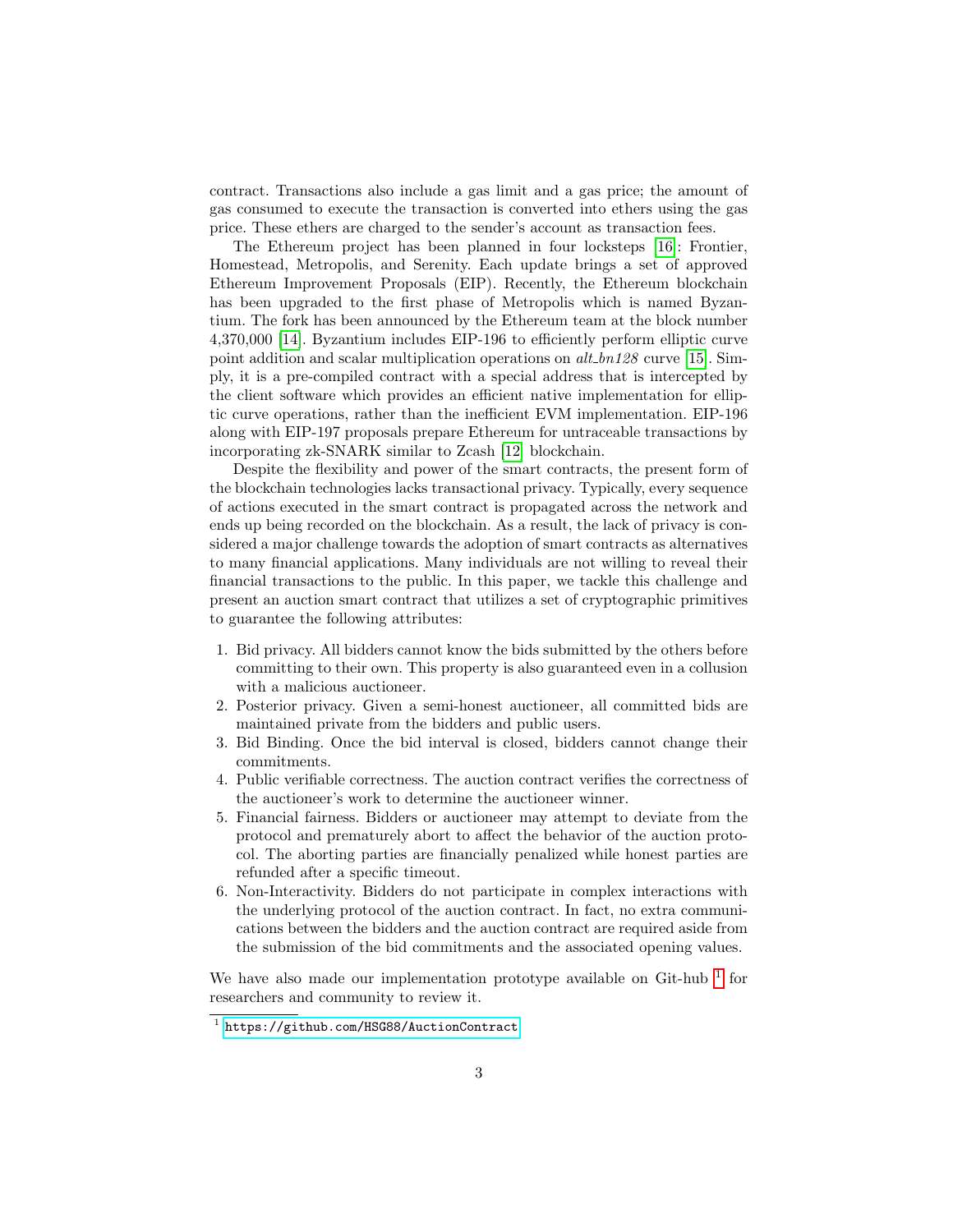contract. Transactions also include a gas limit and a gas price; the amount of gas consumed to execute the transaction is converted into ethers using the gas price. These ethers are charged to the sender's account as transaction fees.

The Ethereum project has been planned in four locksteps [16]: Frontier, Homestead, Metropolis, and Serenity. Each update brings a set of approved Ethereum Improvement Proposals (EIP). Recently, the Ethereum blockchain has been upgraded to the first phase of Metropolis which is named Byzantium. The fork has been announced by the Ethereum team at the block number 4,370,000 [14]. Byzantium includes EIP-196 to efficiently perform elliptic curve point addition and scalar multiplication operations on *alt_bn128* curve [15]. Simply, it is a pre-compiled contract with a special address that is intercepted by the client software which provides an efficient native implementation for elliptic curve operations, rather than the inefficient EVM implementation. EIP-196 along with EIP-197 proposals prepare Ethereum for untraceable transactions by incorporating zk-SNARK similar to Zcash [12] blockchain.

Despite the flexibility and power of the smart contracts, the present form of the blockchain technologies lacks transactional privacy. Typically, every sequence of actions executed in the smart contract is propagated across the network and ends up being recorded on the blockchain. As a result, the lack of privacy is considered a major challenge towards the adoption of smart contracts as alternatives to many financial applications. Many individuals are not willing to reveal their financial transactions to the public. In this paper, we tackle this challenge and present an auction smart contract that utilizes a set of cryptographic primitives to guarantee the following attributes:

1. Bid privacy. All bidders cannot know the bids submitted by the others before committing to their own. This property is also guaranteed even in a collusion with a malicious auctioneer.
2. Posterior privacy. Given a semi-honest auctioneer, all committed bids are maintained private from the bidders and public users.
3. Bid Binding. Once the bid interval is closed, bidders cannot change their commitments.
4. Public verifiable correctness. The auction contract verifies the correctness of the auctioneer's work to determine the auctioneer winner.
5. Financial fairness. Bidders or auctioneer may attempt to deviate from the protocol and prematurely abort to affect the behavior of the auction protocol. The aborting parties are financially penalized while honest parties are refunded after a specific timeout.
6. Non-Interactivity. Bidders do not participate in complex interactions with the underlying protocol of the auction contract. In fact, no extra communications between the bidders and the auction contract are required aside from the submission of the bid commitments and the associated opening values.

We have also made our implementation prototype available on Git-hub [1] for researchers and community to review it.

[1] https://github.com/HSG88/AuctionContract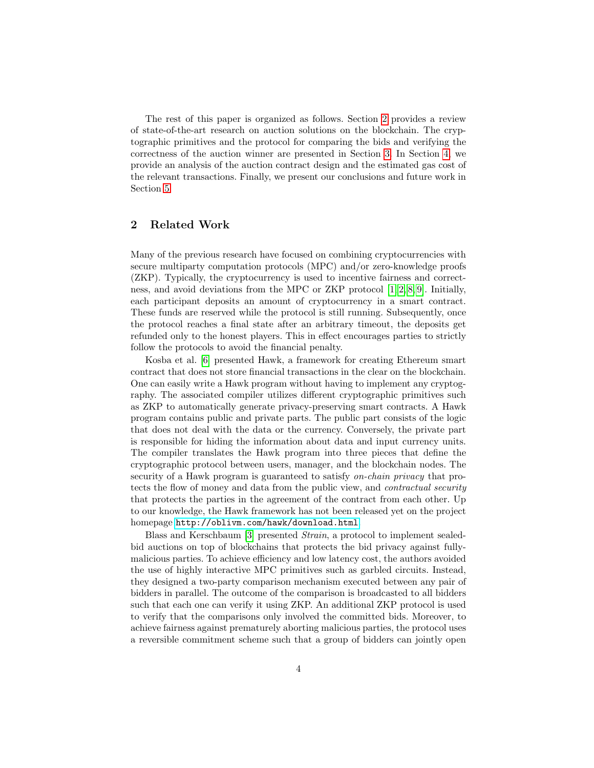The rest of this paper is organized as follows. Section 2 provides a review of state-of-the-art research on auction solutions on the blockchain. The cryptographic primitives and the protocol for comparing the bids and verifying the correctness of the auction winner are presented in Section 3. In Section 4, we provide an analysis of the auction contract design and the estimated gas cost of the relevant transactions. Finally, we present our conclusions and future work in Section 5.

## 2 Related Work

Many of the previous research have focused on combining cryptocurrencies with secure multiparty computation protocols (MPC) and/or zero-knowledge proofs (ZKP). Typically, the cryptocurrency is used to incentive fairness and correctness, and avoid deviations from the MPC or ZKP protocol [1,2,8,9]. Initially, each participant deposits an amount of cryptocurrency in a smart contract. These funds are reserved while the protocol is still running. Subsequently, once the protocol reaches a final state after an arbitrary timeout, the deposits get refunded only to the honest players. This in effect encourages parties to strictly follow the protocols to avoid the financial penalty.

Kosba et al. [6] presented Hawk, a framework for creating Ethereum smart contract that does not store financial transactions in the clear on the blockchain. One can easily write a Hawk program without having to implement any cryptography. The associated compiler utilizes different cryptographic primitives such as ZKP to automatically generate privacy-preserving smart contracts. A Hawk program contains public and private parts. The public part consists of the logic that does not deal with the data or the currency. Conversely, the private part is responsible for hiding the information about data and input currency units. The compiler translates the Hawk program into three pieces that define the cryptographic protocol between users, manager, and the blockchain nodes. The security of a Hawk program is guaranteed to satisfy *on-chain privacy* that protects the flow of money and data from the public view, and *contractual security* that protects the parties in the agreement of the contract from each other. Up to our knowledge, the Hawk framework has not been released yet on the project homepage `http://oblivm.com/hawk/download.html`.

Blass and Kerschbaum [3] presented *Strain*, a protocol to implement sealed-bid auctions on top of blockchains that protects the bid privacy against fully-malicious parties. To achieve efficiency and low latency cost, the authors avoided the use of highly interactive MPC primitives such as garbled circuits. Instead, they designed a two-party comparison mechanism executed between any pair of bidders in parallel. The outcome of the comparison is broadcasted to all bidders such that each one can verify it using ZKP. An additional ZKP protocol is used to verify that the comparisons only involved the committed bids. Moreover, to achieve fairness against prematurely aborting malicious parties, the protocol uses a reversible commitment scheme such that a group of bidders can jointly open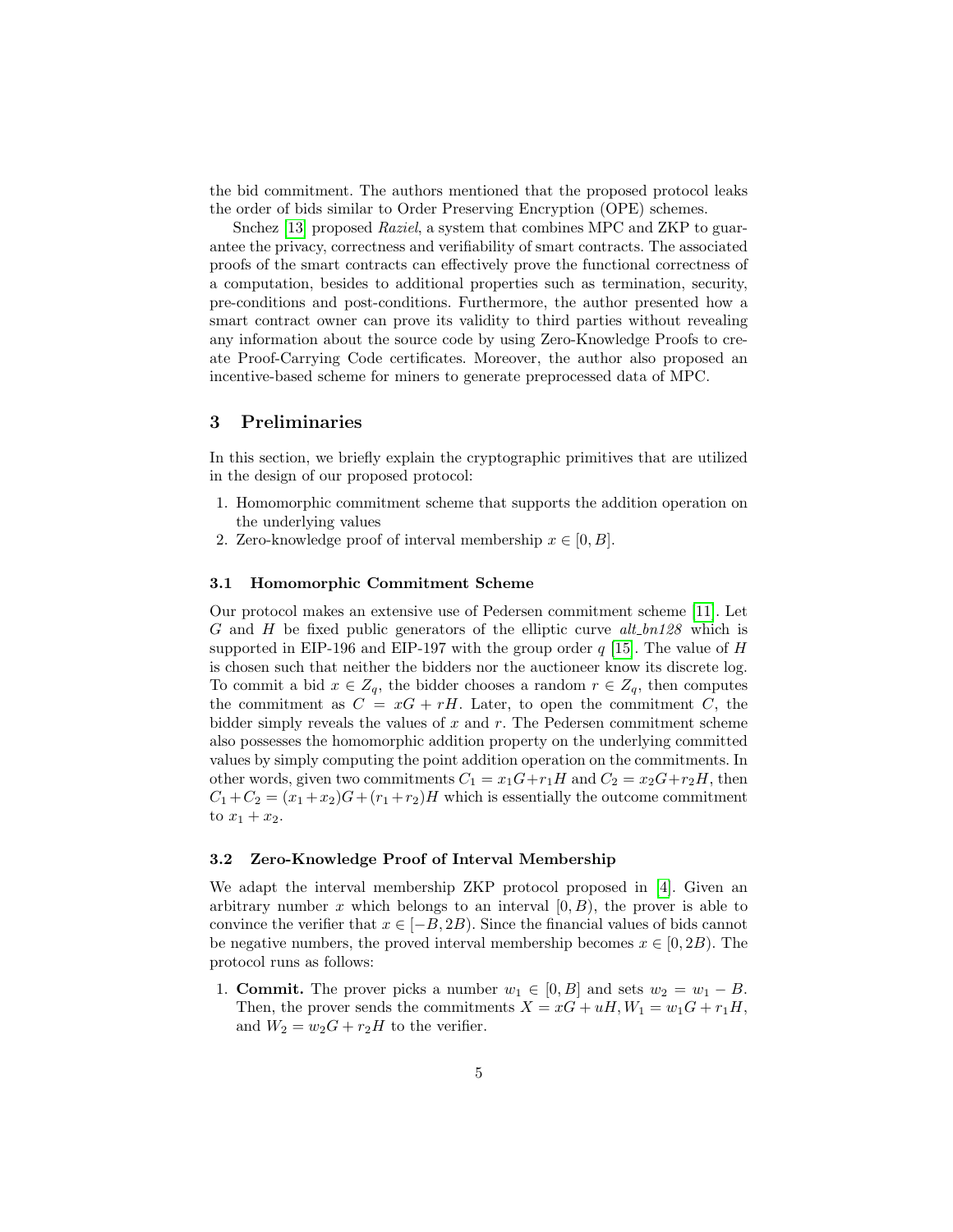the bid commitment. The authors mentioned that the proposed protocol leaks the order of bids similar to Order Preserving Encryption (OPE) schemes.

Snchez [13] proposed *Raziel*, a system that combines MPC and ZKP to guarantee the privacy, correctness and verifiability of smart contracts. The associated proofs of the smart contracts can effectively prove the functional correctness of a computation, besides to additional properties such as termination, security, pre-conditions and post-conditions. Furthermore, the author presented how a smart contract owner can prove its validity to third parties without revealing any information about the source code by using Zero-Knowledge Proofs to create Proof-Carrying Code certificates. Moreover, the author also proposed an incentive-based scheme for miners to generate preprocessed data of MPC.

## 3 Preliminaries

In this section, we briefly explain the cryptographic primitives that are utilized in the design of our proposed protocol:

1. Homomorphic commitment scheme that supports the addition operation on the underlying values
2. Zero-knowledge proof of interval membership $x \in [0, B]$.

### 3.1 Homomorphic Commitment Scheme

Our protocol makes an extensive use of Pedersen commitment scheme [11]. Let $G$ and $H$ be fixed public generators of the elliptic curve *alt_bn128* which is supported in EIP-196 and EIP-197 with the group order $q$ [15]. The value of $H$ is chosen such that neither the bidders nor the auctioneer know its discrete log. To commit a bid $x \in Z_q$, the bidder chooses a random $r \in Z_q$, then computes the commitment as $C = xG + rH$. Later, to open the commitment $C$, the bidder simply reveals the values of $x$ and $r$. The Pedersen commitment scheme also possesses the homomorphic addition property on the underlying committed values by simply computing the point addition operation on the commitments. In other words, given two commitments $C_1 = x_1G + r_1H$ and $C_2 = x_2G + r_2H$, then $C_1 + C_2 = (x_1 + x_2)G + (r_1 + r_2)H$ which is essentially the outcome commitment to $x_1 + x_2$.

### 3.2 Zero-Knowledge Proof of Interval Membership

We adapt the interval membership ZKP protocol proposed in [4]. Given an arbitrary number $x$ which belongs to an interval $[0, B)$, the prover is able to convince the verifier that $x \in [-B, 2B)$. Since the financial values of bids cannot be negative numbers, the proved interval membership becomes $x \in [0, 2B)$. The protocol runs as follows:

1. **Commit.** The prover picks a number $w_1 \in [0, B]$ and sets $w_2 = w_1 - B$. Then, the prover sends the commitments $X = xG + uH, W_1 = w_1G + r_1H$, and $W_2 = w_2G + r_2H$ to the verifier.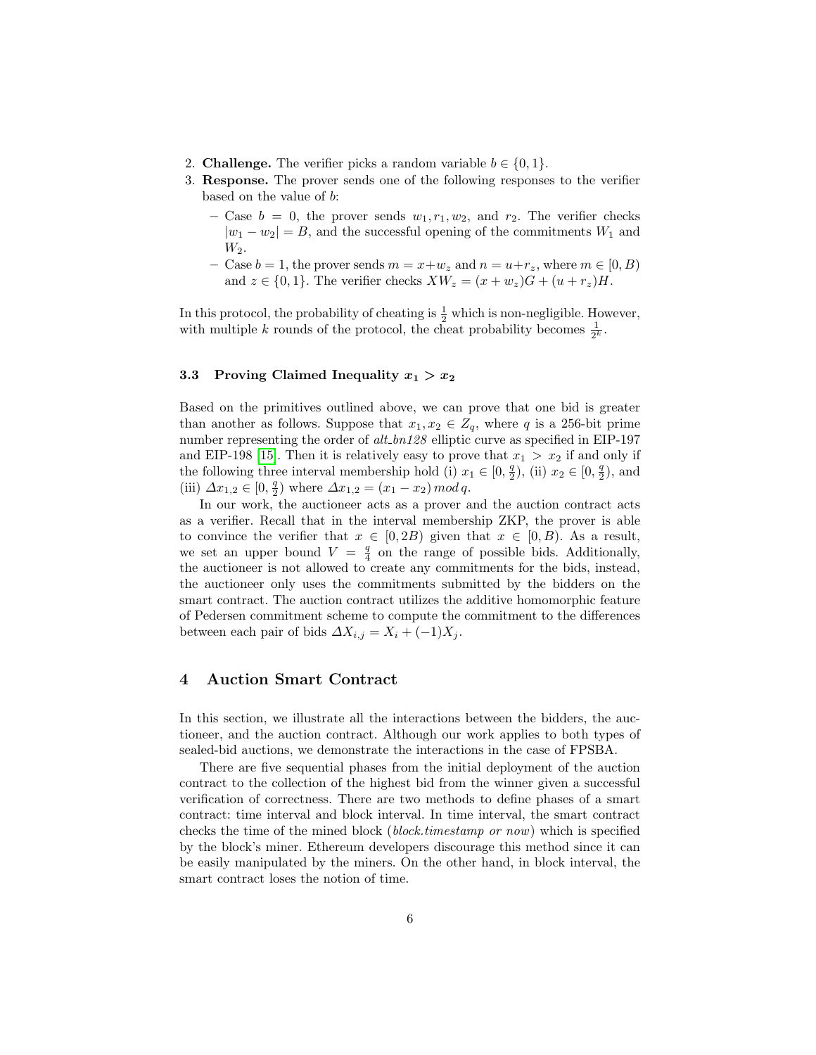2. **Challenge.** The verifier picks a random variable $b \in \{0, 1\}$.
3. **Response.** The prover sends one of the following responses to the verifier based on the value of $b$:
   - Case $b = 0$, the prover sends $w_1, r_1, w_2$, and $r_2$. The verifier checks $|w_1 - w_2| = B$, and the successful opening of the commitments $W_1$ and $W_2$.
   - Case $b = 1$, the prover sends $m = x + w_z$ and $n = u + r_z$, where $m \in [0, B)$ and $z \in \{0, 1\}$. The verifier checks $XW_z = (x + w_z)G + (u + r_z)H$.

In this protocol, the probability of cheating is $\frac{1}{2}$ which is non-negligible. However, with multiple $k$ rounds of the protocol, the cheat probability becomes $\frac{1}{2^k}$.

### 3.3 Proving Claimed Inequality $x_1 > x_2$

Based on the primitives outlined above, we can prove that one bid is greater than another as follows. Suppose that $x_1, x_2 \in Z_q$, where $q$ is a 256-bit prime number representing the order of *alt_bn128* elliptic curve as specified in EIP-197 and EIP-198 [15]. Then it is relatively easy to prove that $x_1 > x_2$ if and only if the following three interval membership hold (i) $x_1 \in [0, \frac{q}{2})$, (ii) $x_2 \in [0, \frac{q}{2})$, and (iii) $\Delta x_{1,2} \in [0, \frac{q}{2})$ where $\Delta x_{1,2} = (x_1 - x_2) \mod q$.

In our work, the auctioneer acts as a prover and the auction contract acts as a verifier. Recall that in the interval membership ZKP, the prover is able to convince the verifier that $x \in [0, 2B)$ given that $x \in [0, B)$. As a result, we set an upper bound $V = \frac{q}{4}$ on the range of possible bids. Additionally, the auctioneer is not allowed to create any commitments for the bids, instead, the auctioneer only uses the commitments submitted by the bidders on the smart contract. The auction contract utilizes the additive homomorphic feature of Pedersen commitment scheme to compute the commitment to the differences between each pair of bids $\Delta X_{i,j} = X_i + (-1)X_j$.

## 4 Auction Smart Contract

In this section, we illustrate all the interactions between the bidders, the auctioneer, and the auction contract. Although our work applies to both types of sealed-bid auctions, we demonstrate the interactions in the case of FPSBA.

There are five sequential phases from the initial deployment of the auction contract to the collection of the highest bid from the winner given a successful verification of correctness. There are two methods to define phases of a smart contract: time interval and block interval. In time interval, the smart contract checks the time of the mined block (*block.timestamp or now*) which is specified by the block's miner. Ethereum developers discourage this method since it can be easily manipulated by the miners. On the other hand, in block interval, the smart contract loses the notion of time.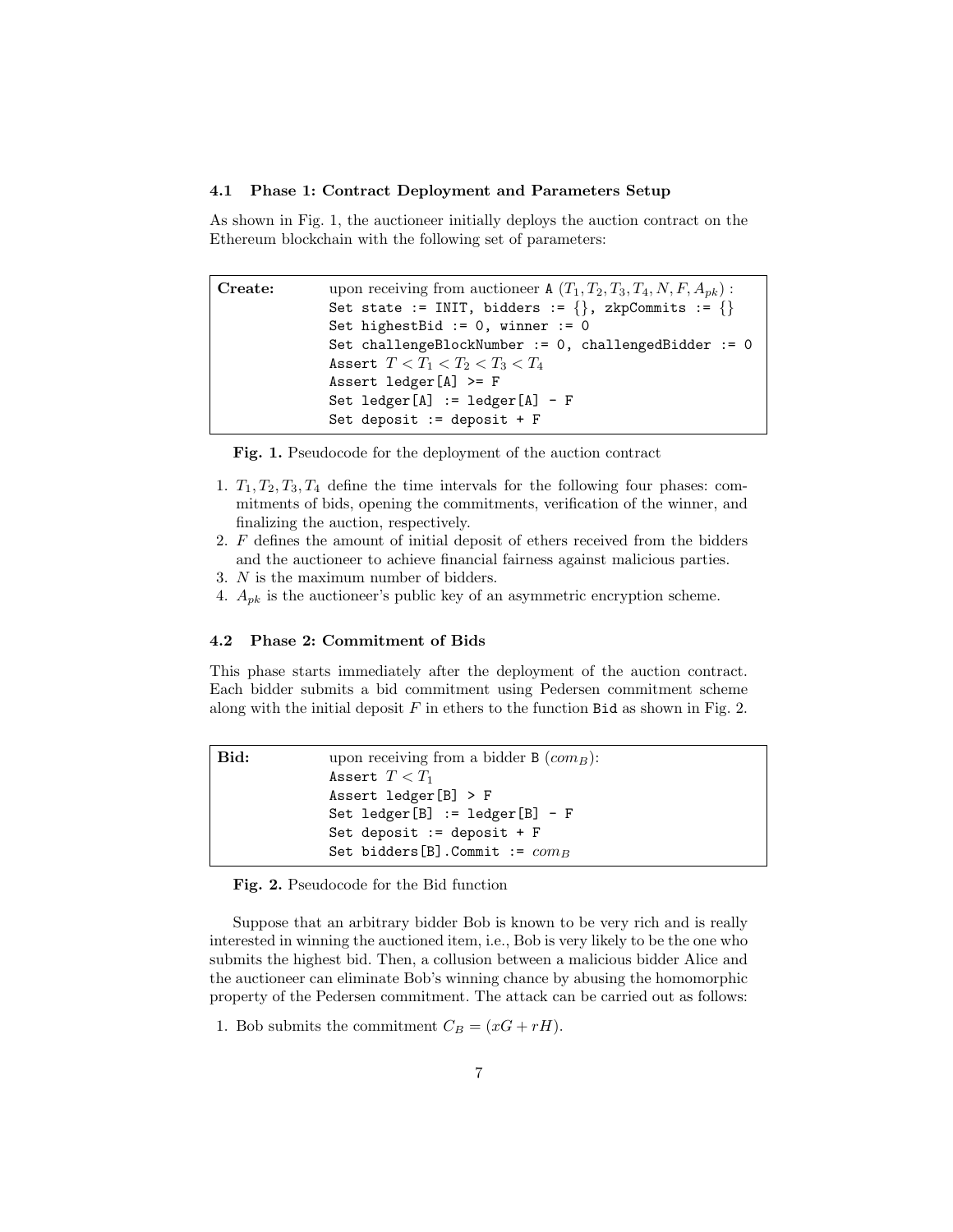### 4.1 Phase 1: Contract Deployment and Parameters Setup

As shown in Fig. 1, the auctioneer initially deploys the auction contract on the Ethereum blockchain with the following set of parameters:

```
Create:    upon receiving from auctioneer A (T1, T2, T3, T4, N, F, Apk) :
           Set state := INIT, bidders := {}, zkpCommits := {}
           Set highestBid := 0, winner := 0
           Set challengeBlockNumber := 0, challengedBidder := 0
           Assert T < T1 < T2 < T3 < T4
           Assert ledger[A] >= F
           Set ledger[A] := ledger[A] - F
           Set deposit := deposit + F
```

**Fig. 1.** Pseudocode for the deployment of the auction contract

1. $T_1, T_2, T_3, T_4$ define the time intervals for the following four phases: commitments of bids, opening the commitments, verification of the winner, and finalizing the auction, respectively.
2. $F$ defines the amount of initial deposit of ethers received from the bidders and the auctioneer to achieve financial fairness against malicious parties.
3. $N$ is the maximum number of bidders.
4. $A_{pk}$ is the auctioneer's public key of an asymmetric encryption scheme.

### 4.2 Phase 2: Commitment of Bids

This phase starts immediately after the deployment of the auction contract. Each bidder submits a bid commitment using Pedersen commitment scheme along with the initial deposit $F$ in ethers to the function Bid as shown in Fig. 2.

```
Bid:       upon receiving from a bidder B (comB):
           Assert T < T1
           Assert ledger[B] > F
           Set ledger[B] := ledger[B] - F
           Set deposit := deposit + F
           Set bidders[B].Commit := comB
```

**Fig. 2.** Pseudocode for the Bid function

Suppose that an arbitrary bidder Bob is known to be very rich and is really interested in winning the auctioned item, i.e., Bob is very likely to be the one who submits the highest bid. Then, a collusion between a malicious bidder Alice and the auctioneer can eliminate Bob's winning chance by abusing the homomorphic property of the Pedersen commitment. The attack can be carried out as follows:

1. Bob submits the commitment $C_B = (xG + rH)$.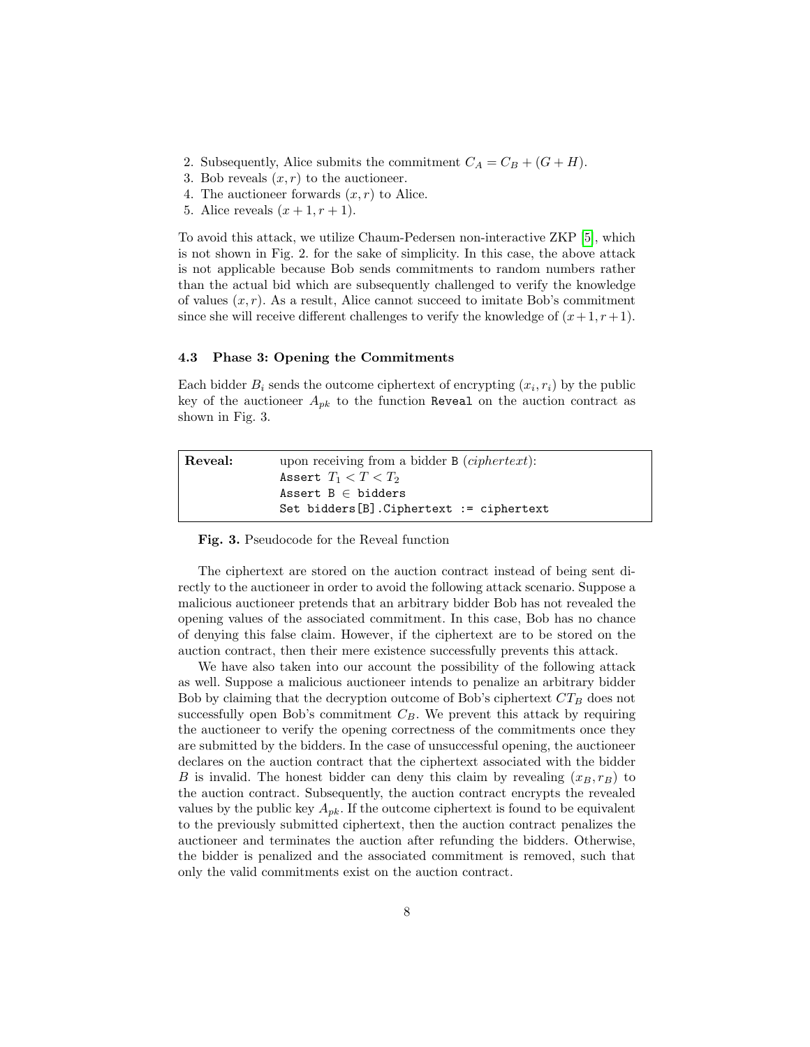2. Subsequently, Alice submits the commitment $C_A = C_B + (G + H)$.
3. Bob reveals $(x, r)$ to the auctioneer.
4. The auctioneer forwards $(x, r)$ to Alice.
5. Alice reveals $(x + 1, r + 1)$.

To avoid this attack, we utilize Chaum-Pedersen non-interactive ZKP [5], which is not shown in Fig. 2. for the sake of simplicity. In this case, the above attack is not applicable because Bob sends commitments to random numbers rather than the actual bid which are subsequently challenged to verify the knowledge of values $(x, r)$. As a result, Alice cannot succeed to imitate Bob's commitment since she will receive different challenges to verify the knowledge of $(x+1, r+1)$.

### 4.3 Phase 3: Opening the Commitments

Each bidder $B_i$ sends the outcome ciphertext of encrypting $(x_i, r_i)$ by the public key of the auctioneer $A_{pk}$ to the function Reveal on the auction contract as shown in Fig. 3.

```
Reveal:    upon receiving from a bidder B (ciphertext):
           Assert T1 < T < T2
           Assert B ∈ bidders
           Set bidders[B].Ciphertext := ciphertext
```

**Fig. 3.** Pseudocode for the Reveal function

The ciphertext are stored on the auction contract instead of being sent directly to the auctioneer in order to avoid the following attack scenario. Suppose a malicious auctioneer pretends that an arbitrary bidder Bob has not revealed the opening values of the associated commitment. In this case, Bob has no chance of denying this false claim. However, if the ciphertext are to be stored on the auction contract, then their mere existence successfully prevents this attack.

We have also taken into our account the possibility of the following attack as well. Suppose a malicious auctioneer intends to penalize an arbitrary bidder Bob by claiming that the decryption outcome of Bob's ciphertext $CT_B$ does not successfully open Bob's commitment $C_B$. We prevent this attack by requiring the auctioneer to verify the opening correctness of the commitments once they are submitted by the bidders. In the case of unsuccessful opening, the auctioneer declares on the auction contract that the ciphertext associated with the bidder $B$ is invalid. The honest bidder can deny this claim by revealing $(x_B, r_B)$ to the auction contract. Subsequently, the auction contract encrypts the revealed values by the public key $A_{pk}$. If the outcome ciphertext is found to be equivalent to the previously submitted ciphertext, then the auction contract penalizes the auctioneer and terminates the auction after refunding the bidders. Otherwise, the bidder is penalized and the associated commitment is removed, such that only the valid commitments exist on the auction contract.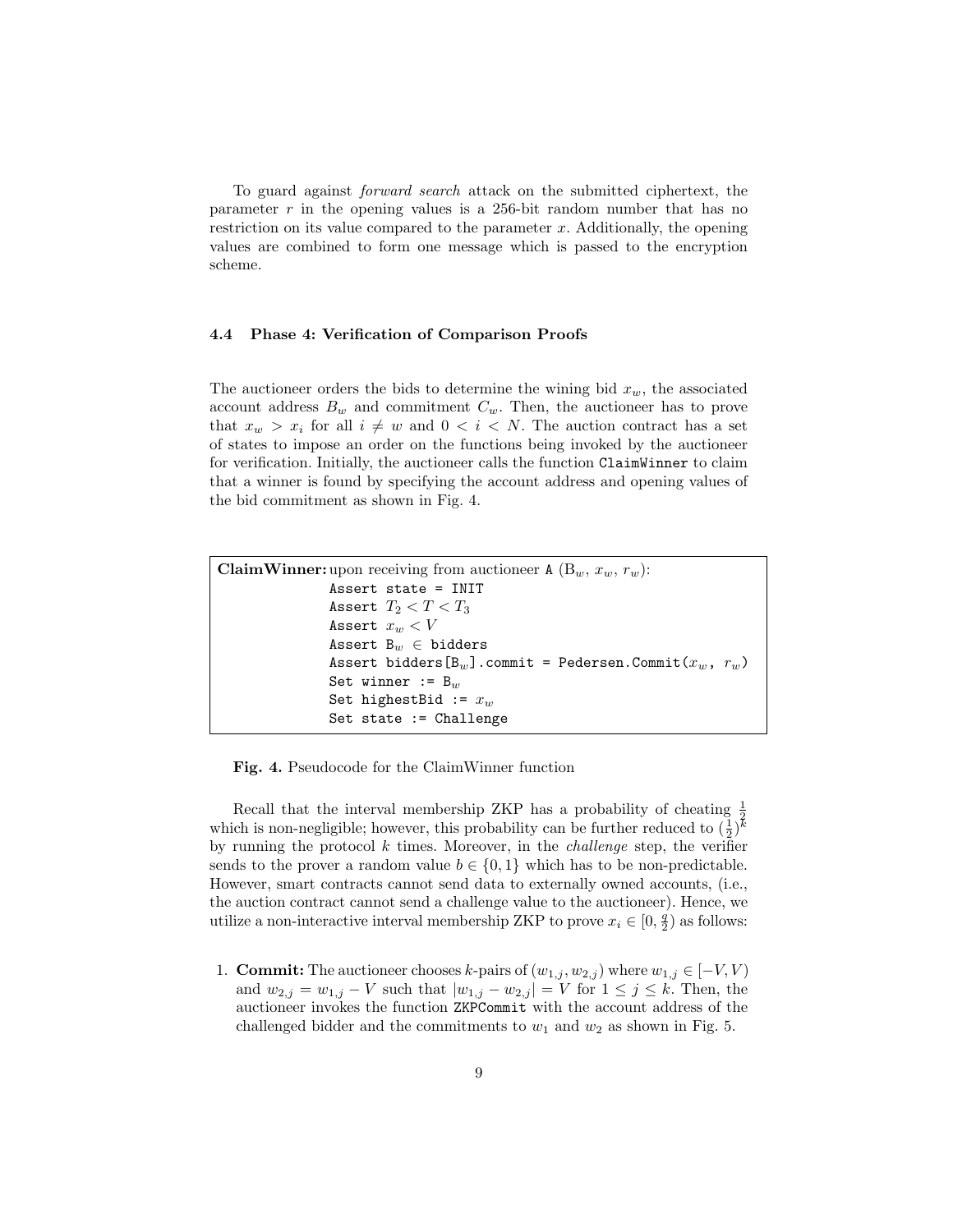To guard against *forward search* attack on the submitted ciphertext, the parameter $r$ in the opening values is a 256-bit random number that has no restriction on its value compared to the parameter $x$. Additionally, the opening values are combined to form one message which is passed to the encryption scheme.

### 4.4 Phase 4: Verification of Comparison Proofs

The auctioneer orders the bids to determine the wining bid $x_w$, the associated account address $B_w$ and commitment $C_w$. Then, the auctioneer has to prove that $x_w > x_i$ for all $i \neq w$ and $0 < i < N$. The auction contract has a set of states to impose an order on the functions being invoked by the auctioneer for verification. Initially, the auctioneer calls the function `ClaimWinner` to claim that a winner is found by specifying the account address and opening values of the bid commitment as shown in Fig. 4.

```
ClaimWinner: upon receiving from auctioneer A (B_w, x_w, r_w):
             Assert state = INIT
             Assert T_2 < T < T_3
             Assert x_w < V
             Assert B_w ∈ bidders
             Assert bidders[B_w].commit = Pedersen.Commit(x_w, r_w)
             Set winner := B_w
             Set highestBid := x_w
             Set state := Challenge
```

**Fig. 4.** Pseudocode for the ClaimWinner function

Recall that the interval membership ZKP has a probability of cheating $\frac{1}{2}$ which is non-negligible; however, this probability can be further reduced to $(\frac{1}{2})^k$ by running the protocol $k$ times. Moreover, in the *challenge* step, the verifier sends to the prover a random value $b \in \{0, 1\}$ which has to be non-predictable. However, smart contracts cannot send data to externally owned accounts, (i.e., the auction contract cannot send a challenge value to the auctioneer). Hence, we utilize a non-interactive interval membership ZKP to prove $x_i \in [0, \frac{q}{2})$ as follows:

1. **Commit:** The auctioneer chooses $k$-pairs of $(w_{1,j}, w_{2,j})$ where $w_{1,j} \in [-V, V)$ and $w_{2,j} = w_{1,j} - V$ such that $|w_{1,j} - w_{2,j}| = V$ for $1 \leq j \leq k$. Then, the auctioneer invokes the function `ZKPCommit` with the account address of the challenged bidder and the commitments to $w_1$ and $w_2$ as shown in Fig. 5.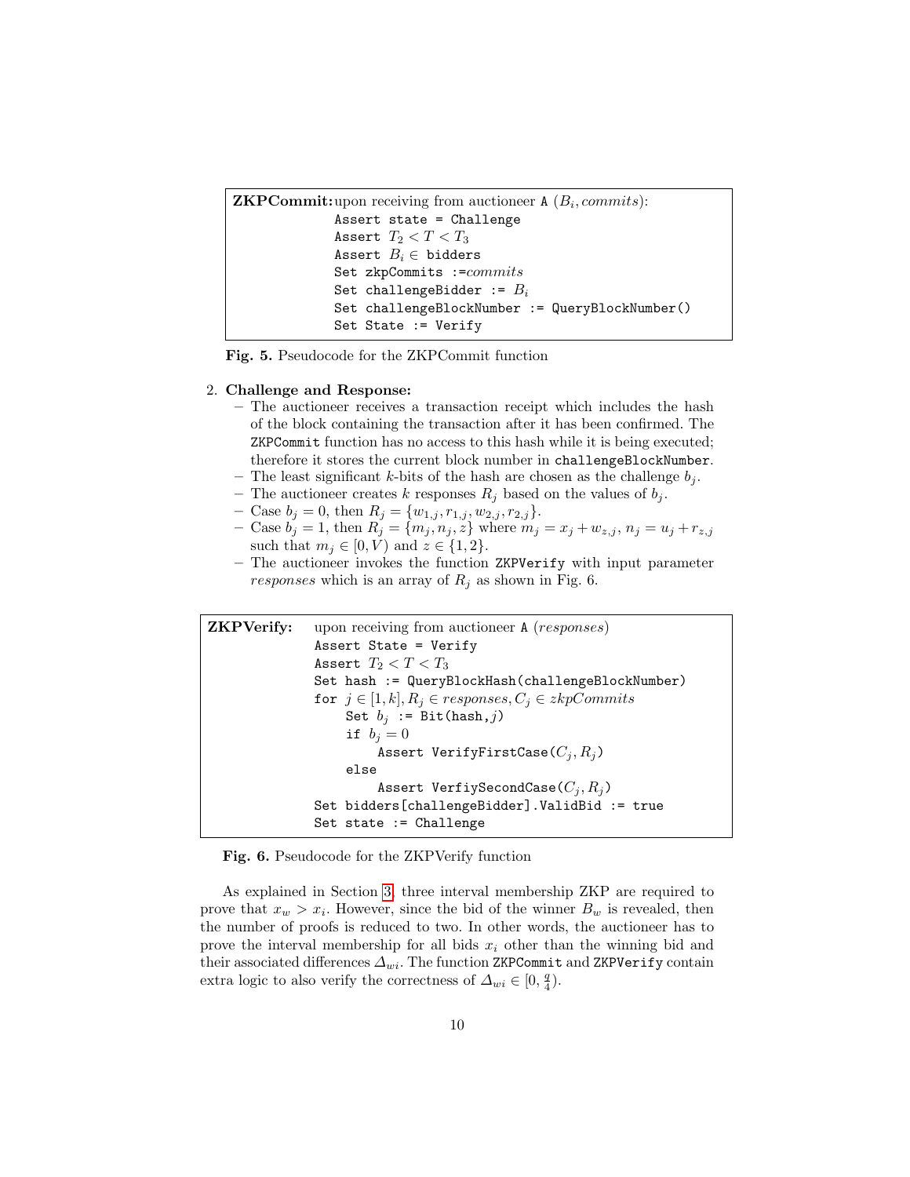```
ZKPCommit: upon receiving from auctioneer A (B_i, commits):
           Assert state = Challenge
           Assert T_2 < T < T_3
           Assert B_i ∈ bidders
           Set zkpCommits := commits
           Set challengeBidder := B_i
           Set challengeBlockNumber := QueryBlockNumber()
           Set State := Verify
```

**Fig. 5.** Pseudocode for the ZKPCommit function

2. **Challenge and Response:**
   - The auctioneer receives a transaction receipt which includes the hash of the block containing the transaction after it has been confirmed. The `ZKPCommit` function has no access to this hash while it is being executed; therefore it stores the current block number in `challengeBlockNumber`.
   - The least significant $k$-bits of the hash are chosen as the challenge $b_j$.
   - The auctioneer creates $k$ responses $R_j$ based on the values of $b_j$.
   - Case $b_j = 0$, then $R_j = \{w_{1,j}, r_{1,j}, w_{2,j}, r_{2,j}\}$.
   - Case $b_j = 1$, then $R_j = \{m_j, n_j, z\}$ where $m_j = x_j + w_{z,j}$, $n_j = u_j + r_{z,j}$ such that $m_j \in [0, V)$ and $z \in \{1, 2\}$.
   - The auctioneer invokes the function `ZKPVerify` with input parameter *responses* which is an array of $R_j$ as shown in Fig. 6.

```
ZKPVerify:  upon receiving from auctioneer A (responses)
            Assert State = Verify
            Assert T_2 < T < T_3
            Set hash := QueryBlockHash(challengeBlockNumber)
            for j ∈ [1,k], R_j ∈ responses, C_j ∈ zkpCommits
                Set b_j := Bit(hash,j)
                if b_j = 0
                    Assert VerifyFirstCase(C_j, R_j)
                else
                    Assert VerfiySecondCase(C_j, R_j)
            Set bidders[challengeBidder].ValidBid := true
            Set state := Challenge
```

**Fig. 6.** Pseudocode for the ZKPVerify function

As explained in Section 3, three interval membership ZKP are required to prove that $x_w > x_i$. However, since the bid of the winner $B_w$ is revealed, then the number of proofs is reduced to two. In other words, the auctioneer has to prove the interval membership for all bids $x_i$ other than the winning bid and their associated differences $\Delta_{wi}$. The function `ZKPCommit` and `ZKPVerify` contain extra logic to also verify the correctness of $\Delta_{wi} \in [0, \frac{q}{4})$.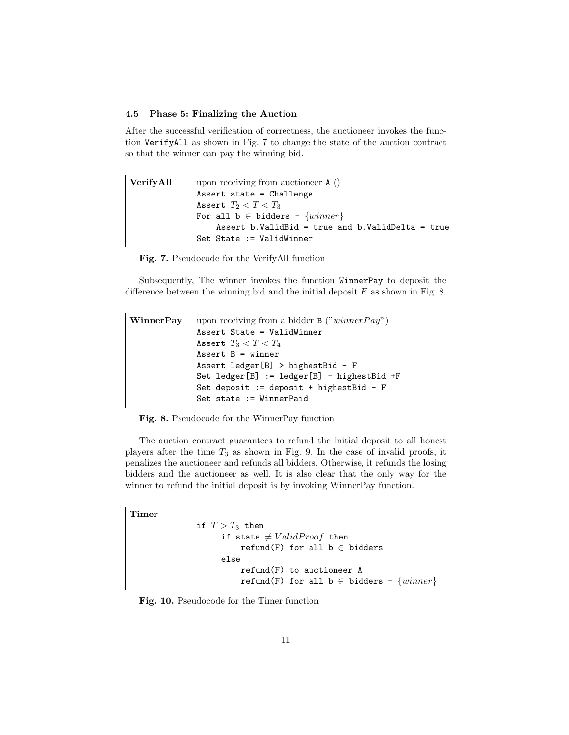### 4.5 Phase 5: Finalizing the Auction

After the successful verification of correctness, the auctioneer invokes the function `VerifyAll` as shown in Fig. 7 to change the state of the auction contract so that the winner can pay the winning bid.

| | |
|---|---|
| **VerifyAll** | upon receiving from auctioneer `A` () |
| | `Assert state = Challenge` |
| | `Assert` $T_2 < T < T_3$ |
| | `For all b` $\in$ `bidders -` $\{winner\}$ |
| | &nbsp;&nbsp;&nbsp;&nbsp;`Assert b.ValidBid = true and b.ValidDelta = true` |
| | `Set State := ValidWinner` |

**Fig. 7.** Pseudocode for the VerifyAll function

Subsequently, The winner invokes the function `WinnerPay` to deposit the difference between the winning bid and the initial deposit $F$ as shown in Fig. 8.

| | |
|---|---|
| **WinnerPay** | upon receiving from a bidder `B` ("$winnerPay$") |
| | `Assert State = ValidWinner` |
| | `Assert` $T_3 < T < T_4$ |
| | `Assert B = winner` |
| | `Assert ledger[B] > highestBid - F` |
| | `Set ledger[B] := ledger[B] - highestBid +F` |
| | `Set deposit := deposit + highestBid - F` |
| | `Set state := WinnerPaid` |

**Fig. 8.** Pseudocode for the WinnerPay function

The auction contract guarantees to refund the initial deposit to all honest players after the time $T_3$ as shown in Fig. 9. In the case of invalid proofs, it penalizes the auctioneer and refunds all bidders. Otherwise, it refunds the losing bidders and the auctioneer as well. It is also clear that the only way for the winner to refund the initial deposit is by invoking WinnerPay function.

| | |
|---|---|
| **Timer** | |
| | `if` $T > T_3$ `then` |
| | &nbsp;&nbsp;&nbsp;&nbsp;`if state` $\neq ValidProof$ `then` |
| | &nbsp;&nbsp;&nbsp;&nbsp;&nbsp;&nbsp;&nbsp;&nbsp;`refund(F) for all b` $\in$ `bidders` |
| | &nbsp;&nbsp;&nbsp;&nbsp;`else` |
| | &nbsp;&nbsp;&nbsp;&nbsp;&nbsp;&nbsp;&nbsp;&nbsp;`refund(F) to auctioneer A` |
| | &nbsp;&nbsp;&nbsp;&nbsp;&nbsp;&nbsp;&nbsp;&nbsp;`refund(F) for all b` $\in$ `bidders -` $\{winner\}$ |

**Fig. 10.** Pseudocode for the Timer function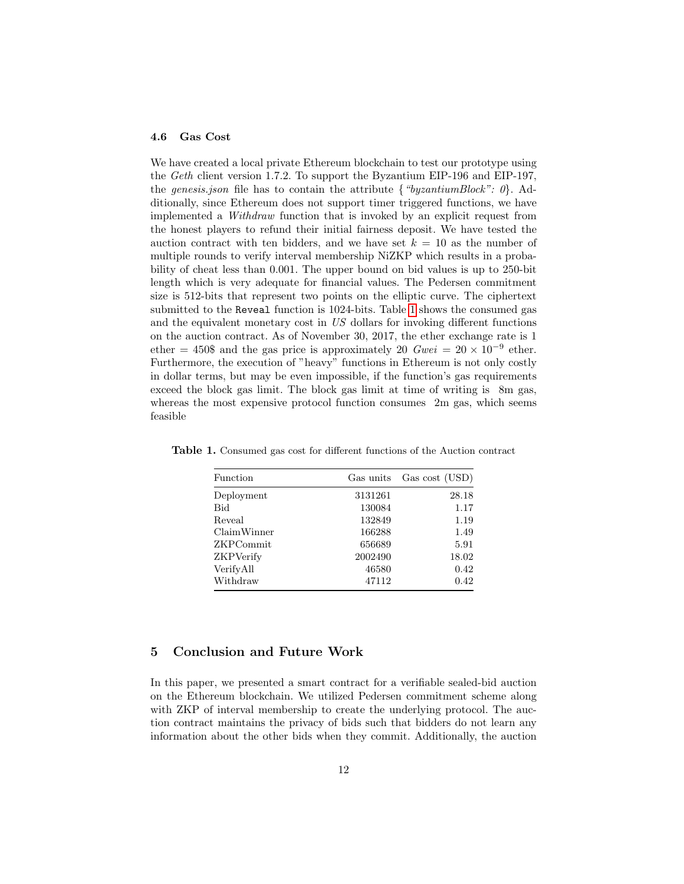### 4.6 Gas Cost

We have created a local private Ethereum blockchain to test our prototype using the *Geth* client version 1.7.2. To support the Byzantium EIP-196 and EIP-197, the *genesis.json* file has to contain the attribute {*"byzantiumBlock": 0*}. Additionally, since Ethereum does not support timer triggered functions, we have implemented a *Withdraw* function that is invoked by an explicit request from the honest players to refund their initial fairness deposit. We have tested the auction contract with ten bidders, and we have set $k = 10$ as the number of multiple rounds to verify interval membership NiZKP which results in a probability of cheat less than 0.001. The upper bound on bid values is up to 250-bit length which is very adequate for financial values. The Pedersen commitment size is 512-bits that represent two points on the elliptic curve. The ciphertext submitted to the `Reveal` function is 1024-bits. Table 1 shows the consumed gas and the equivalent monetary cost in *US* dollars for invoking different functions on the auction contract. As of November 30, 2017, the ether exchange rate is 1 ether = 450$ and the gas price is approximately 20 *Gwei* = $20 \times 10^{-9}$ ether. Furthermore, the execution of "heavy" functions in Ethereum is not only costly in dollar terms, but may be even impossible, if the function's gas requirements exceed the block gas limit. The block gas limit at time of writing is 8m gas, whereas the most expensive protocol function consumes 2m gas, which seems feasible

**Table 1.** Consumed gas cost for different functions of the Auction contract

| Function | Gas units | Gas cost (USD) |
|---|---:|---:|
| Deployment | 3131261 | 28.18 |
| Bid | 130084 | 1.17 |
| Reveal | 132849 | 1.19 |
| ClaimWinner | 166288 | 1.49 |
| ZKPCommit | 656689 | 5.91 |
| ZKPVerify | 2002490 | 18.02 |
| VerifyAll | 46580 | 0.42 |
| Withdraw | 47112 | 0.42 |

## 5 Conclusion and Future Work

In this paper, we presented a smart contract for a verifiable sealed-bid auction on the Ethereum blockchain. We utilized Pedersen commitment scheme along with ZKP of interval membership to create the underlying protocol. The auction contract maintains the privacy of bids such that bidders do not learn any information about the other bids when they commit. Additionally, the auction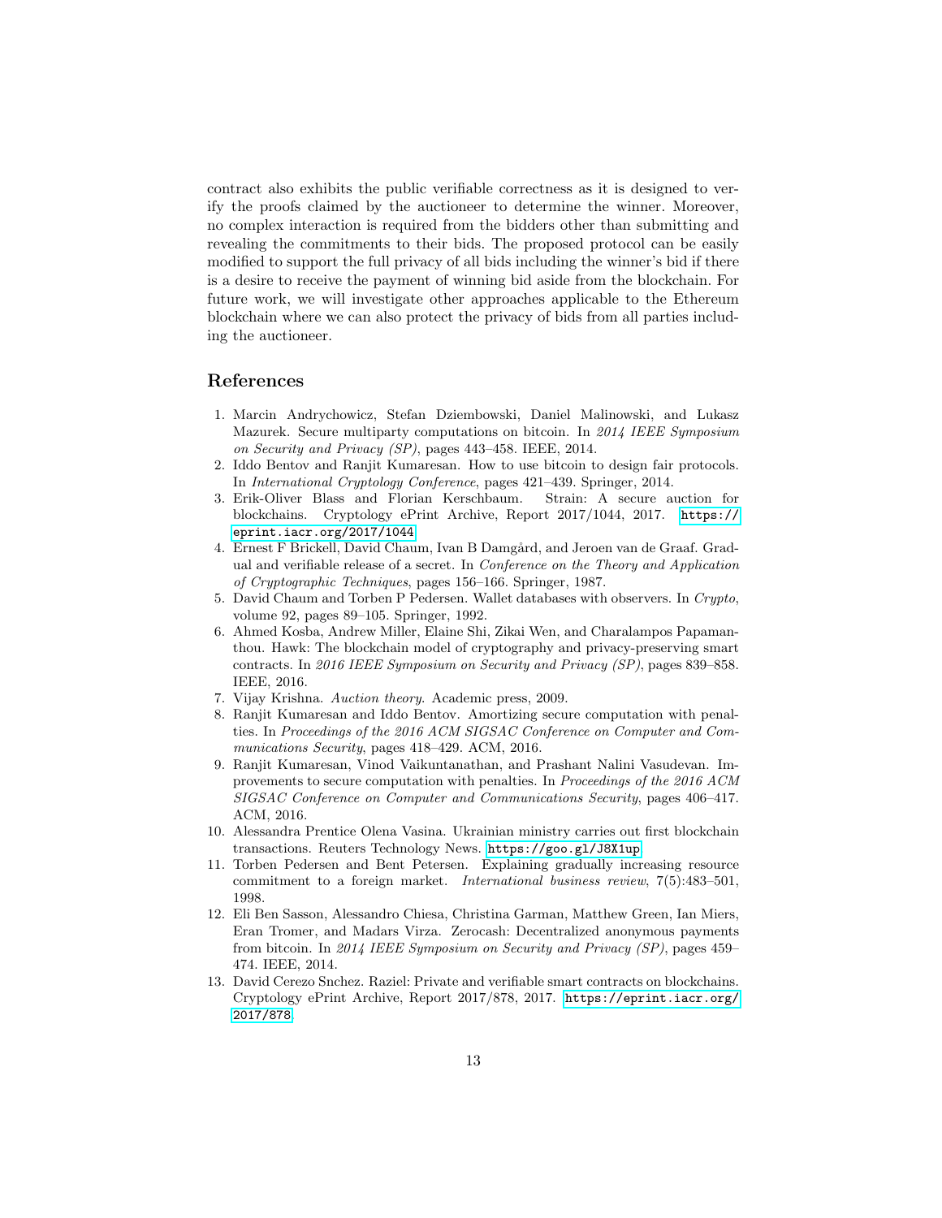contract also exhibits the public verifiable correctness as it is designed to verify the proofs claimed by the auctioneer to determine the winner. Moreover, no complex interaction is required from the bidders other than submitting and revealing the commitments to their bids. The proposed protocol can be easily modified to support the full privacy of all bids including the winner's bid if there is a desire to receive the payment of winning bid aside from the blockchain. For future work, we will investigate other approaches applicable to the Ethereum blockchain where we can also protect the privacy of bids from all parties including the auctioneer.

## References

1. Marcin Andrychowicz, Stefan Dziembowski, Daniel Malinowski, and Lukasz Mazurek. Secure multiparty computations on bitcoin. In *2014 IEEE Symposium on Security and Privacy (SP)*, pages 443–458. IEEE, 2014.
2. Iddo Bentov and Ranjit Kumaresan. How to use bitcoin to design fair protocols. In *International Cryptology Conference*, pages 421–439. Springer, 2014.
3. Erik-Oliver Blass and Florian Kerschbaum. Strain: A secure auction for blockchains. Cryptology ePrint Archive, Report 2017/1044, 2017. https://eprint.iacr.org/2017/1044.
4. Ernest F Brickell, David Chaum, Ivan B Damgård, and Jeroen van de Graaf. Gradual and verifiable release of a secret. In *Conference on the Theory and Application of Cryptographic Techniques*, pages 156–166. Springer, 1987.
5. David Chaum and Torben P Pedersen. Wallet databases with observers. In *Crypto*, volume 92, pages 89–105. Springer, 1992.
6. Ahmed Kosba, Andrew Miller, Elaine Shi, Zikai Wen, and Charalampos Papamanthou. Hawk: The blockchain model of cryptography and privacy-preserving smart contracts. In *2016 IEEE Symposium on Security and Privacy (SP)*, pages 839–858. IEEE, 2016.
7. Vijay Krishna. *Auction theory*. Academic press, 2009.
8. Ranjit Kumaresan and Iddo Bentov. Amortizing secure computation with penalties. In *Proceedings of the 2016 ACM SIGSAC Conference on Computer and Communications Security*, pages 418–429. ACM, 2016.
9. Ranjit Kumaresan, Vinod Vaikuntanathan, and Prashant Nalini Vasudevan. Improvements to secure computation with penalties. In *Proceedings of the 2016 ACM SIGSAC Conference on Computer and Communications Security*, pages 406–417. ACM, 2016.
10. Alessandra Prentice Olena Vasina. Ukrainian ministry carries out first blockchain transactions. Reuters Technology News. https://goo.gl/J8X1up.
11. Torben Pedersen and Bent Petersen. Explaining gradually increasing resource commitment to a foreign market. *International business review*, 7(5):483–501, 1998.
12. Eli Ben Sasson, Alessandro Chiesa, Christina Garman, Matthew Green, Ian Miers, Eran Tromer, and Madars Virza. Zerocash: Decentralized anonymous payments from bitcoin. In *2014 IEEE Symposium on Security and Privacy (SP)*, pages 459–474. IEEE, 2014.
13. David Cerezo Snchez. Raziel: Private and verifiable smart contracts on blockchains. Cryptology ePrint Archive, Report 2017/878, 2017. https://eprint.iacr.org/2017/878.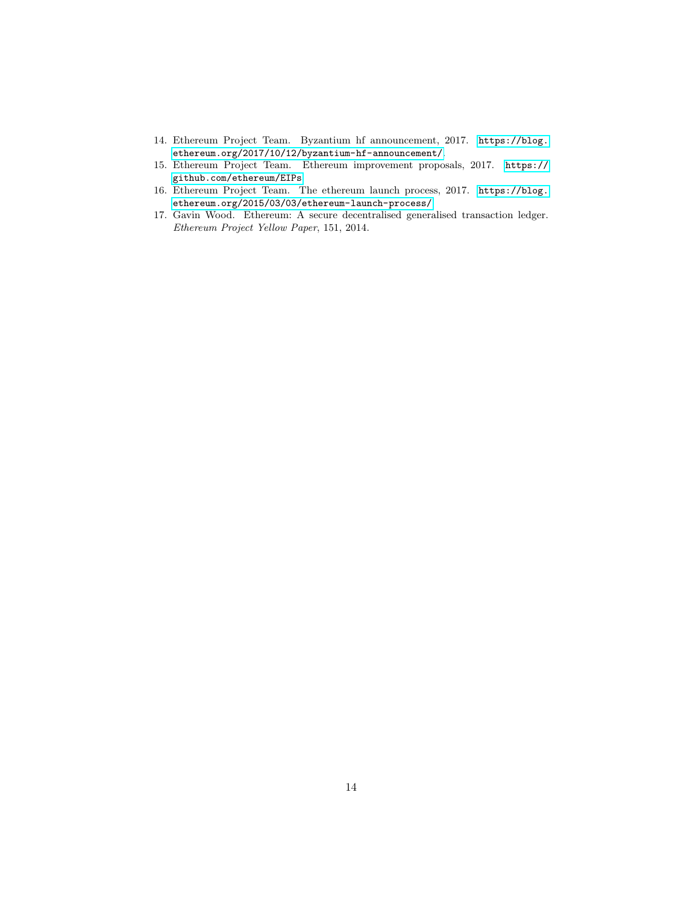14. Ethereum Project Team. Byzantium hf announcement, 2017. https://blog.ethereum.org/2017/10/12/byzantium-hf-announcement/.
15. Ethereum Project Team. Ethereum improvement proposals, 2017. https://github.com/ethereum/EIPs.
16. Ethereum Project Team. The ethereum launch process, 2017. https://blog.ethereum.org/2015/03/03/ethereum-launch-process/.
17. Gavin Wood. Ethereum: A secure decentralised generalised transaction ledger. *Ethereum Project Yellow Paper*, 151, 2014.